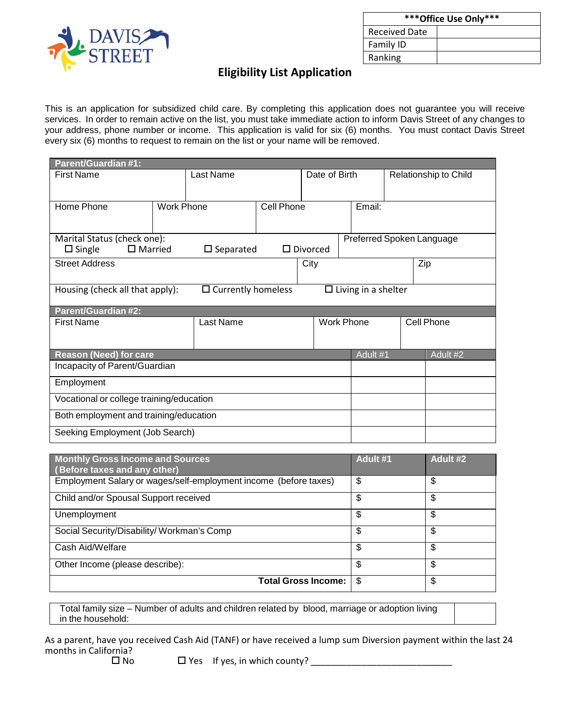DAVIS STREET

| ***Office Use Only*** | |
|---|---|
| Received Date | |
| Family ID | |
| Ranking | |

# Eligibility List Application

This is an application for subsidized child care. By completing this application does not guarantee you will receive services. In order to remain active on the list, you must take immediate action to inform Davis Street of any changes to your address, phone number or income. This application is valid for six (6) months. You must contact Davis Street every six (6) months to request to remain on the list or your name will be removed.

**Parent/Guardian #1:**

| First Name | Last Name | Date of Birth | Relationship to Child |
|---|---|---|---|
| | | | |

| Home Phone | Work Phone | Cell Phone | Email: |
|---|---|---|---|
| | | | |

| Marital Status (check one): ☐ Single ☐ Married ☐ Separated ☐ Divorced | Preferred Spoken Language |
|---|---|
| | |

| Street Address | City | Zip |
|---|---|---|
| | | |

Housing (check all that apply): ☐ Currently homeless ☐ Living in a shelter

**Parent/Guardian #2:**

| First Name | Last Name | Work Phone | Cell Phone |
|---|---|---|---|
| | | | |

| Reason (Need) for care | Adult #1 | Adult #2 |
|---|---|---|
| Incapacity of Parent/Guardian | | |
| Employment | | |
| Vocational or college training/education | | |
| Both employment and training/education | | |
| Seeking Employment (Job Search) | | |

| Monthly Gross Income and Sources (Before taxes and any other) | Adult #1 | Adult #2 |
|---|---|---|
| Employment Salary or wages/self-employment income (before taxes) | $ | $ |
| Child and/or Spousal Support received | $ | $ |
| Unemployment | $ | $ |
| Social Security/Disability/ Workman's Comp | $ | $ |
| Cash Aid/Welfare | $ | $ |
| Other Income (please describe): | $ | $ |
| **Total Gross Income:** | $ | $ |

| Total family size – Number of adults and children related by blood, marriage or adoption living in the household: | |
|---|---|

As a parent, have you received Cash Aid (TANF) or have received a lump sum Diversion payment within the last 24 months in California?

☐ No ☐ Yes If yes, in which county? ____________________________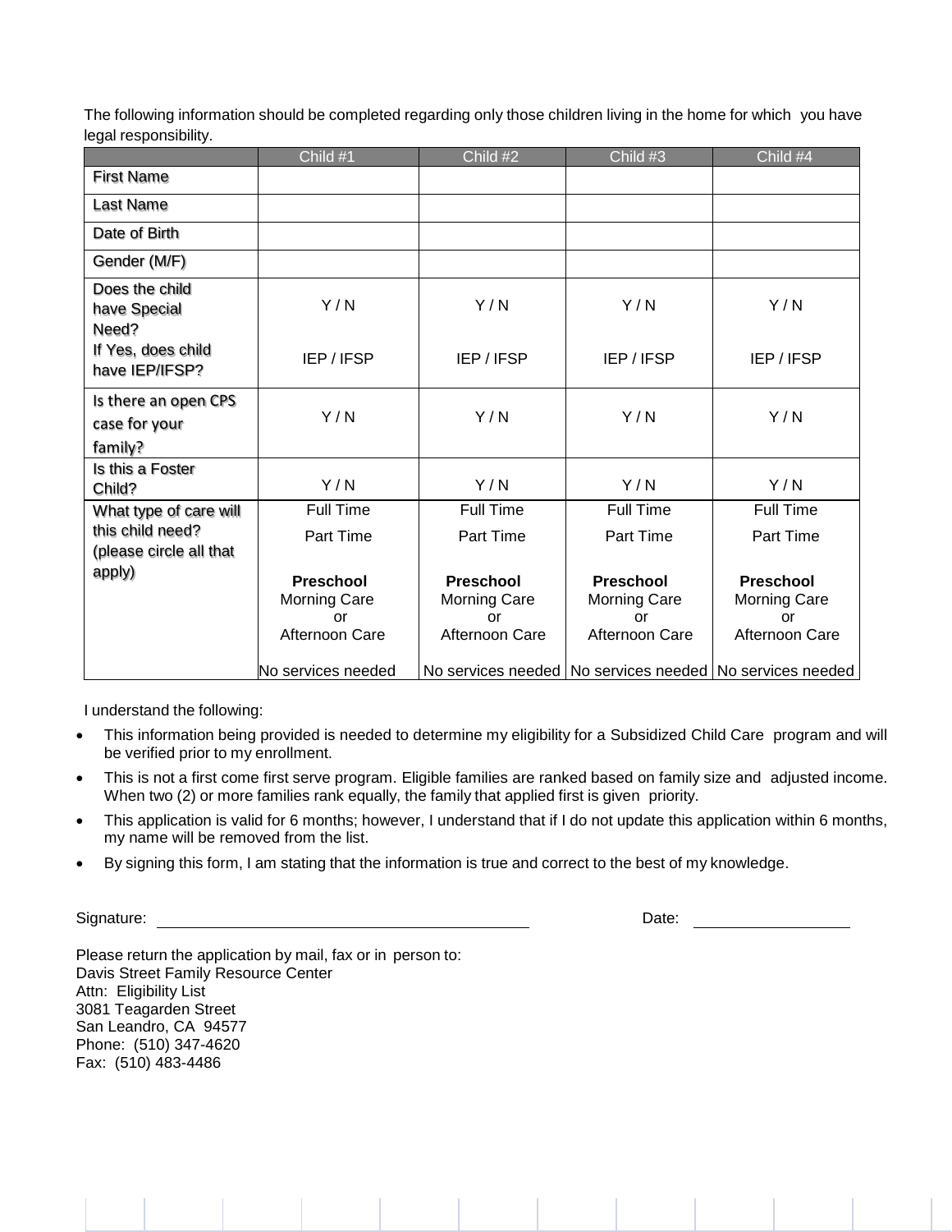The following information should be completed regarding only those children living in the home for which you have legal responsibility.

| | Child #1 | Child #2 | Child #3 | Child #4 |
|---|---|---|---|---|
| First Name | | | | |
| Last Name | | | | |
| Date of Birth | | | | |
| Gender (M/F) | | | | |
| Does the child have Special Need?<br>If Yes, does child have IEP/IFSP? | Y / N<br>IEP / IFSP | Y / N<br>IEP / IFSP | Y / N<br>IEP / IFSP | Y / N<br>IEP / IFSP |
| Is there an open CPS case for your family? | Y / N | Y / N | Y / N | Y / N |
| Is this a Foster Child? | Y / N | Y / N | Y / N | Y / N |
| What type of care will this child need? (please circle all that apply) | Full Time<br>Part Time<br>**Preschool**<br>Morning Care<br>or<br>Afternoon Care<br>No services needed | Full Time<br>Part Time<br>**Preschool**<br>Morning Care<br>or<br>Afternoon Care<br>No services needed | Full Time<br>Part Time<br>**Preschool**<br>Morning Care<br>or<br>Afternoon Care<br>No services needed | Full Time<br>Part Time<br>**Preschool**<br>Morning Care<br>or<br>Afternoon Care<br>No services needed |

I understand the following:

- This information being provided is needed to determine my eligibility for a Subsidized Child Care program and will be verified prior to my enrollment.
- This is not a first come first serve program. Eligible families are ranked based on family size and adjusted income. When two (2) or more families rank equally, the family that applied first is given priority.
- This application is valid for 6 months; however, I understand that if I do not update this application within 6 months, my name will be removed from the list.
- By signing this form, I am stating that the information is true and correct to the best of my knowledge.

Signature: ____________________________________ Date: ________________

Please return the application by mail, fax or in person to:
Davis Street Family Resource Center
Attn: Eligibility List
3081 Teagarden Street
San Leandro, CA 94577
Phone: (510) 347-4620
Fax: (510) 483-4486